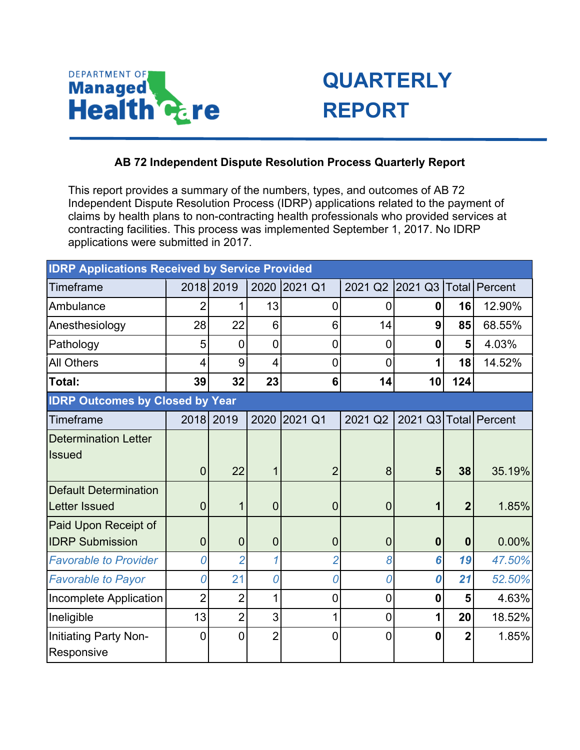# QUARTERLY REPORT

**AB 72 Independent Dispute Resolution Process Quarterly Report**

This report provides a summary of the numbers, types, and outcomes of AB 72 Independent Dispute Resolution Process (IDRP) applications related to the payment of claims by health plans to non-contracting health professionals who provided services at contracting facilities. This process was implemented September 1, 2017. No IDRP applications were submitted in 2017.

| **IDRP Applications Received by Service Provided** | | | | | | | | |
|---|---|---|---|---|---|---|---|---|
| Timeframe | 2018 | 2019 | 2020 | 2021 Q1 | 2021 Q2 | 2021 Q3 | Total | Percent |
| Ambulance | 2 | 1 | 13 | 0 | 0 | **0** | **16** | 12.90% |
| Anesthesiology | 28 | 22 | 6 | 6 | 14 | **9** | **85** | 68.55% |
| Pathology | 5 | 0 | 0 | 0 | 0 | **0** | **5** | 4.03% |
| All Others | 4 | 9 | 4 | 0 | 0 | **1** | **18** | 14.52% |
| **Total:** | **39** | **32** | **23** | **6** | **14** | **10** | **124** | |
| **IDRP Outcomes by Closed by Year** | | | | | | | | |
| Timeframe | 2018 | 2019 | 2020 | 2021 Q1 | 2021 Q2 | 2021 Q3 | Total | Percent |
| Determination Letter Issued | 0 | 22 | 1 | 2 | 8 | **5** | **38** | 35.19% |
| Default Determination Letter Issued | 0 | 1 | 0 | 0 | 0 | **1** | **2** | 1.85% |
| Paid Upon Receipt of IDRP Submission | 0 | 0 | 0 | 0 | 0 | **0** | **0** | 0.00% |
| *Favorable to Provider* | *0* | *2* | *1* | *2* | *8* | ***6*** | ***19*** | *47.50%* |
| *Favorable to Payor* | *0* | 21 | *0* | *0* | *0* | ***0*** | ***21*** | *52.50%* |
| Incomplete Application | 2 | 2 | 1 | 0 | 0 | **0** | **5** | 4.63% |
| Ineligible | 13 | 2 | 3 | 1 | 0 | **1** | **20** | 18.52% |
| Initiating Party Non-Responsive | 0 | 0 | 2 | 0 | 0 | **0** | **2** | 1.85% |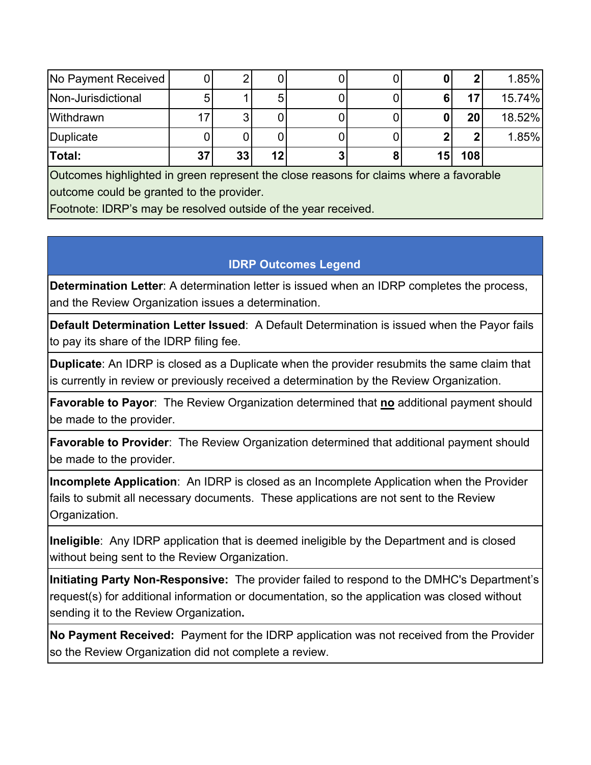| | | | | | | | | |
|---|---|---|---|---|---|---|---|---|
| No Payment Received | 0 | 2 | 0 | 0 | 0 | **0** | **2** | 1.85% |
| Non-Jurisdictional | 5 | 1 | 5 | 0 | 0 | **6** | **17** | 15.74% |
| Withdrawn | 17 | 3 | 0 | 0 | 0 | **0** | **20** | 18.52% |
| Duplicate | 0 | 0 | 0 | 0 | 0 | **2** | **2** | 1.85% |
| **Total:** | **37** | **33** | **12** | **3** | **8** | **15** | **108** | |

Outcomes highlighted in green represent the close reasons for claims where a favorable outcome could be granted to the provider.
Footnote: IDRP's may be resolved outside of the year received.

## IDRP Outcomes Legend

**Determination Letter**: A determination letter is issued when an IDRP completes the process, and the Review Organization issues a determination.

**Default Determination Letter Issued**: A Default Determination is issued when the Payor fails to pay its share of the IDRP filing fee.

**Duplicate**: An IDRP is closed as a Duplicate when the provider resubmits the same claim that is currently in review or previously received a determination by the Review Organization.

**Favorable to Payor**: The Review Organization determined that **no** additional payment should be made to the provider.

**Favorable to Provider**: The Review Organization determined that additional payment should be made to the provider.

**Incomplete Application**: An IDRP is closed as an Incomplete Application when the Provider fails to submit all necessary documents. These applications are not sent to the Review Organization.

**Ineligible**: Any IDRP application that is deemed ineligible by the Department and is closed without being sent to the Review Organization.

**Initiating Party Non-Responsive:** The provider failed to respond to the DMHC's Department's request(s) for additional information or documentation, so the application was closed without sending it to the Review Organization**.**

**No Payment Received:** Payment for the IDRP application was not received from the Provider so the Review Organization did not complete a review.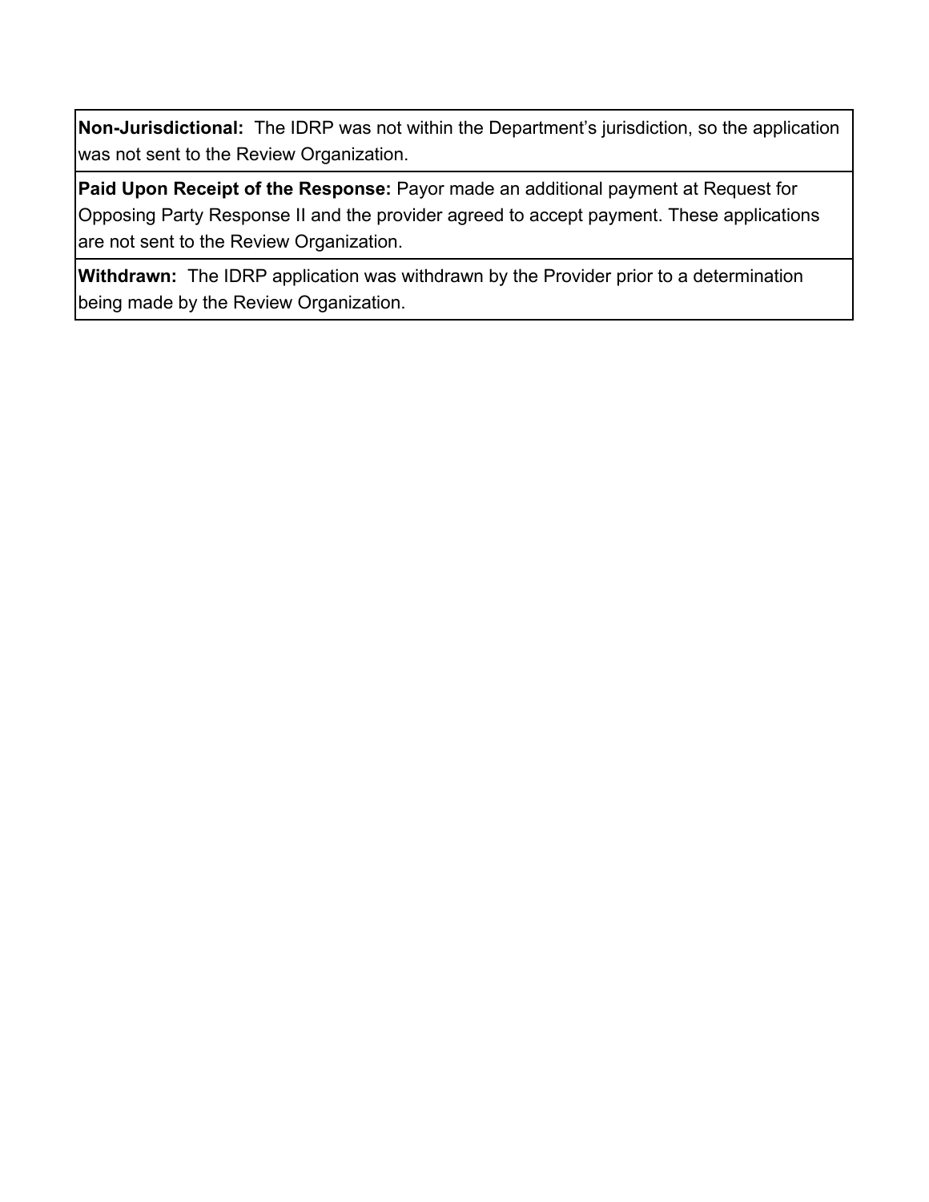| |
|---|
| **Non-Jurisdictional:** The IDRP was not within the Department's jurisdiction, so the application was not sent to the Review Organization. |
| **Paid Upon Receipt of the Response:** Payor made an additional payment at Request for Opposing Party Response II and the provider agreed to accept payment. These applications are not sent to the Review Organization. |
| **Withdrawn:** The IDRP application was withdrawn by the Provider prior to a determination being made by the Review Organization. |